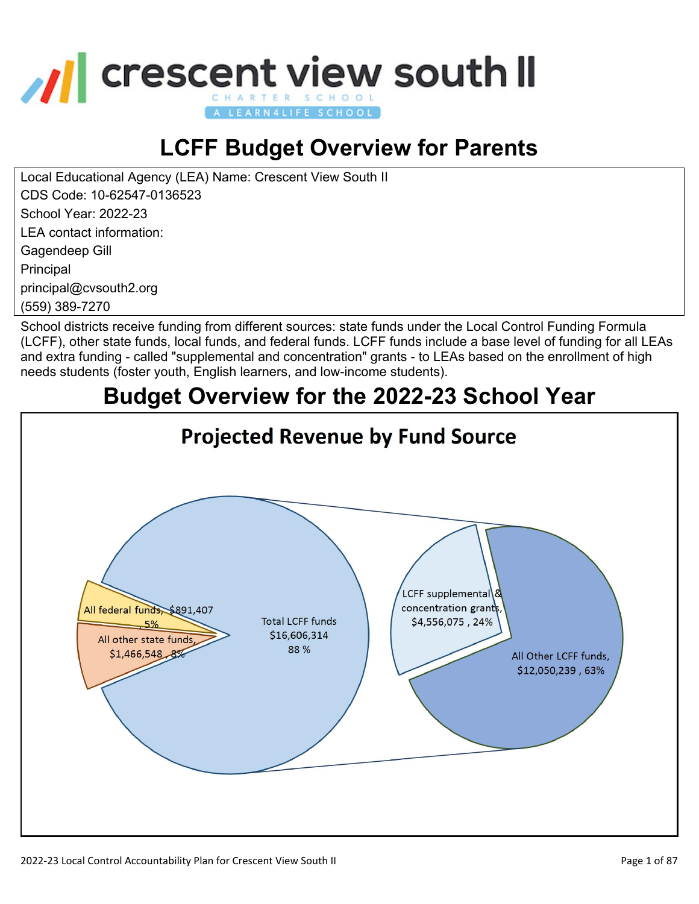crescent view south II

CHARTER SCHOOL

A LEARN4LIFE SCHOOL

# LCFF Budget Overview for Parents

Local Educational Agency (LEA) Name: Crescent View South II
CDS Code: 10-62547-0136523
School Year: 2022-23
LEA contact information:
Gagendeep Gill
Principal
principal@cvsouth2.org
(559) 389-7270

School districts receive funding from different sources: state funds under the Local Control Funding Formula (LCFF), other state funds, local funds, and federal funds. LCFF funds include a base level of funding for all LEAs and extra funding - called "supplemental and concentration" grants - to LEAs based on the enrollment of high needs students (foster youth, English learners, and low-income students).

## Budget Overview for the 2022-23 School Year

### Projected Revenue by Fund Source

- All federal funds, $891,407, 5%
- All other state funds, $1,466,548, 8%
- Total LCFF funds $16,606,314 88 %
  - LCFF supplemental & concentration grants, $4,556,075, 24%
  - All Other LCFF funds, $12,050,239, 63%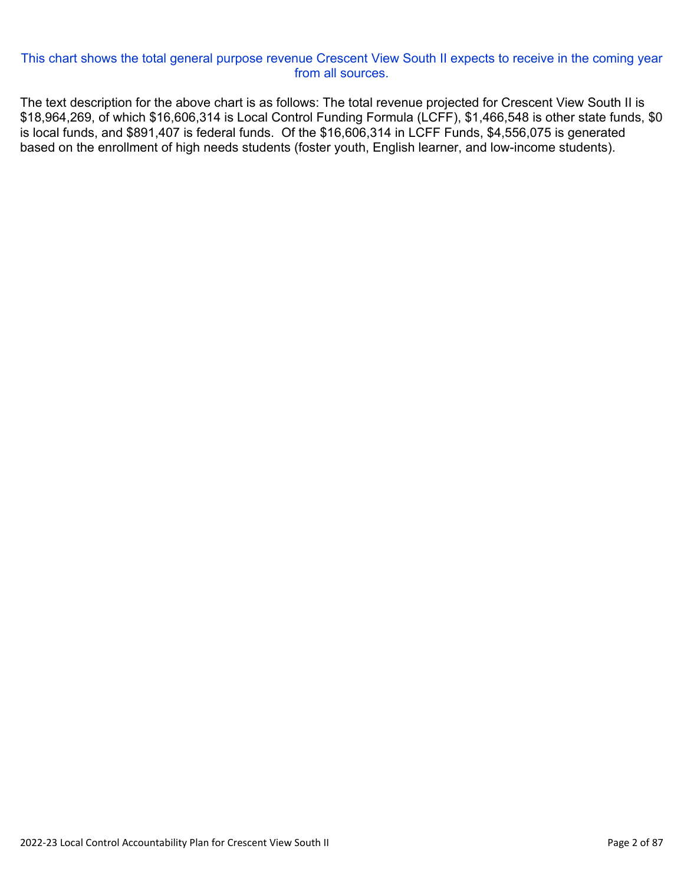This chart shows the total general purpose revenue Crescent View South II expects to receive in the coming year from all sources.

The text description for the above chart is as follows: The total revenue projected for Crescent View South II is $18,964,269, of which $16,606,314 is Local Control Funding Formula (LCFF), $1,466,548 is other state funds, $0 is local funds, and $891,407 is federal funds. Of the $16,606,314 in LCFF Funds, $4,556,075 is generated based on the enrollment of high needs students (foster youth, English learner, and low-income students).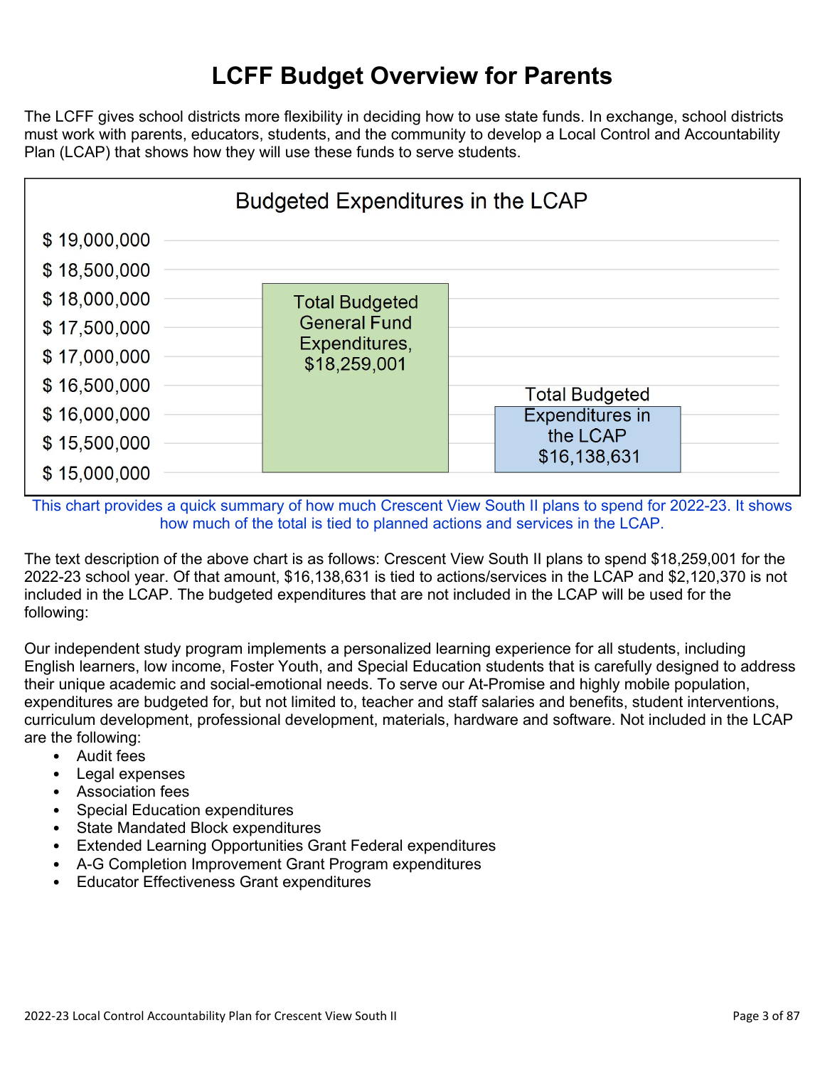# LCFF Budget Overview for Parents

The LCFF gives school districts more flexibility in deciding how to use state funds. In exchange, school districts must work with parents, educators, students, and the community to develop a Local Control and Accountability Plan (LCAP) that shows how they will use these funds to serve students.

**Budgeted Expenditures in the LCAP**

| Category | Amount |
| --- | --- |
| Total Budgeted General Fund Expenditures | $18,259,001 |
| Total Budgeted Expenditures in the LCAP | $16,138,631 |

This chart provides a quick summary of how much Crescent View South II plans to spend for 2022-23. It shows how much of the total is tied to planned actions and services in the LCAP.

The text description of the above chart is as follows: Crescent View South II plans to spend $18,259,001 for the 2022-23 school year. Of that amount, $16,138,631 is tied to actions/services in the LCAP and $2,120,370 is not included in the LCAP. The budgeted expenditures that are not included in the LCAP will be used for the following:

Our independent study program implements a personalized learning experience for all students, including English learners, low income, Foster Youth, and Special Education students that is carefully designed to address their unique academic and social-emotional needs. To serve our At-Promise and highly mobile population, expenditures are budgeted for, but not limited to, teacher and staff salaries and benefits, student interventions, curriculum development, professional development, materials, hardware and software. Not included in the LCAP are the following:

- Audit fees
- Legal expenses
- Association fees
- Special Education expenditures
- State Mandated Block expenditures
- Extended Learning Opportunities Grant Federal expenditures
- A-G Completion Improvement Grant Program expenditures
- Educator Effectiveness Grant expenditures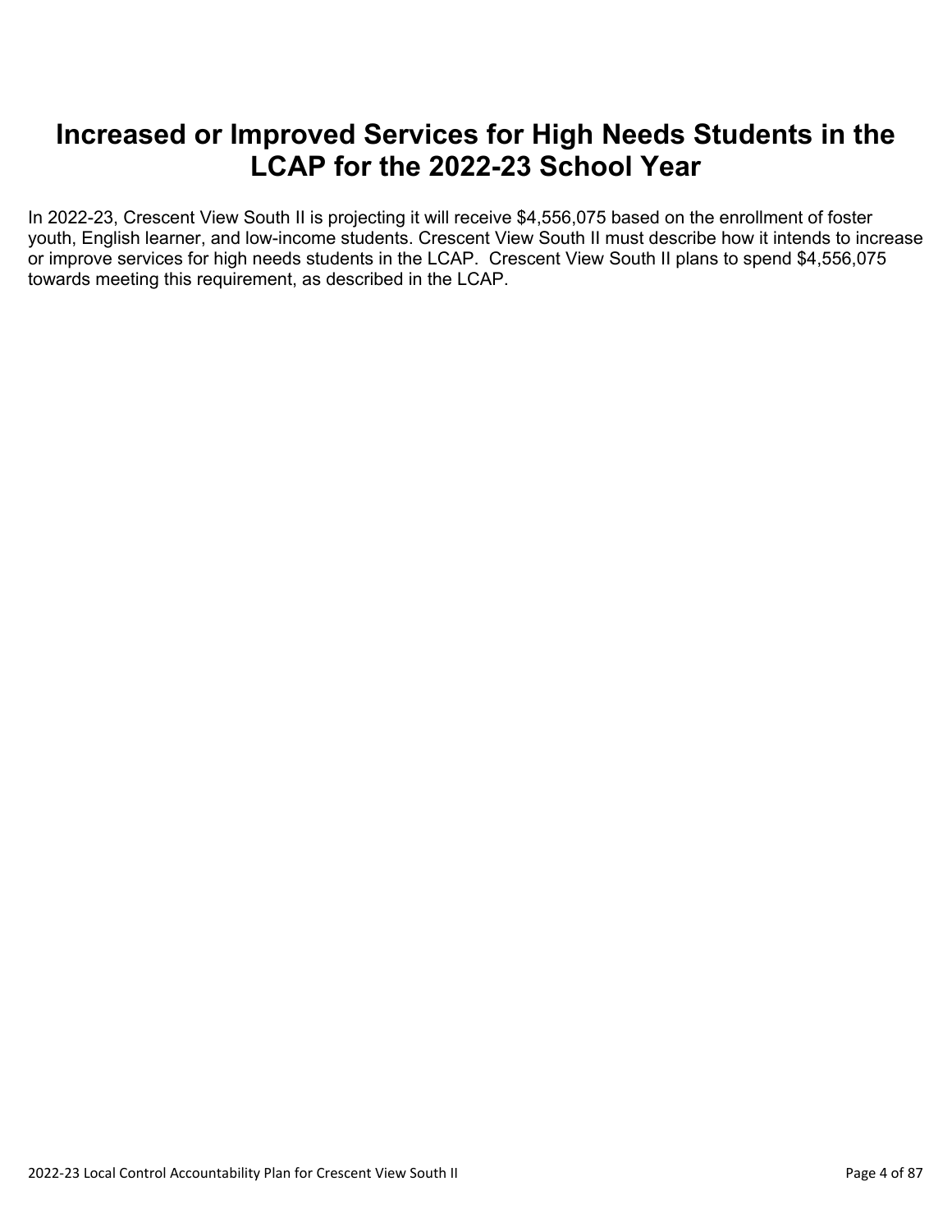# Increased or Improved Services for High Needs Students in the LCAP for the 2022-23 School Year

In 2022-23, Crescent View South II is projecting it will receive $4,556,075 based on the enrollment of foster youth, English learner, and low-income students. Crescent View South II must describe how it intends to increase or improve services for high needs students in the LCAP. Crescent View South II plans to spend $4,556,075 towards meeting this requirement, as described in the LCAP.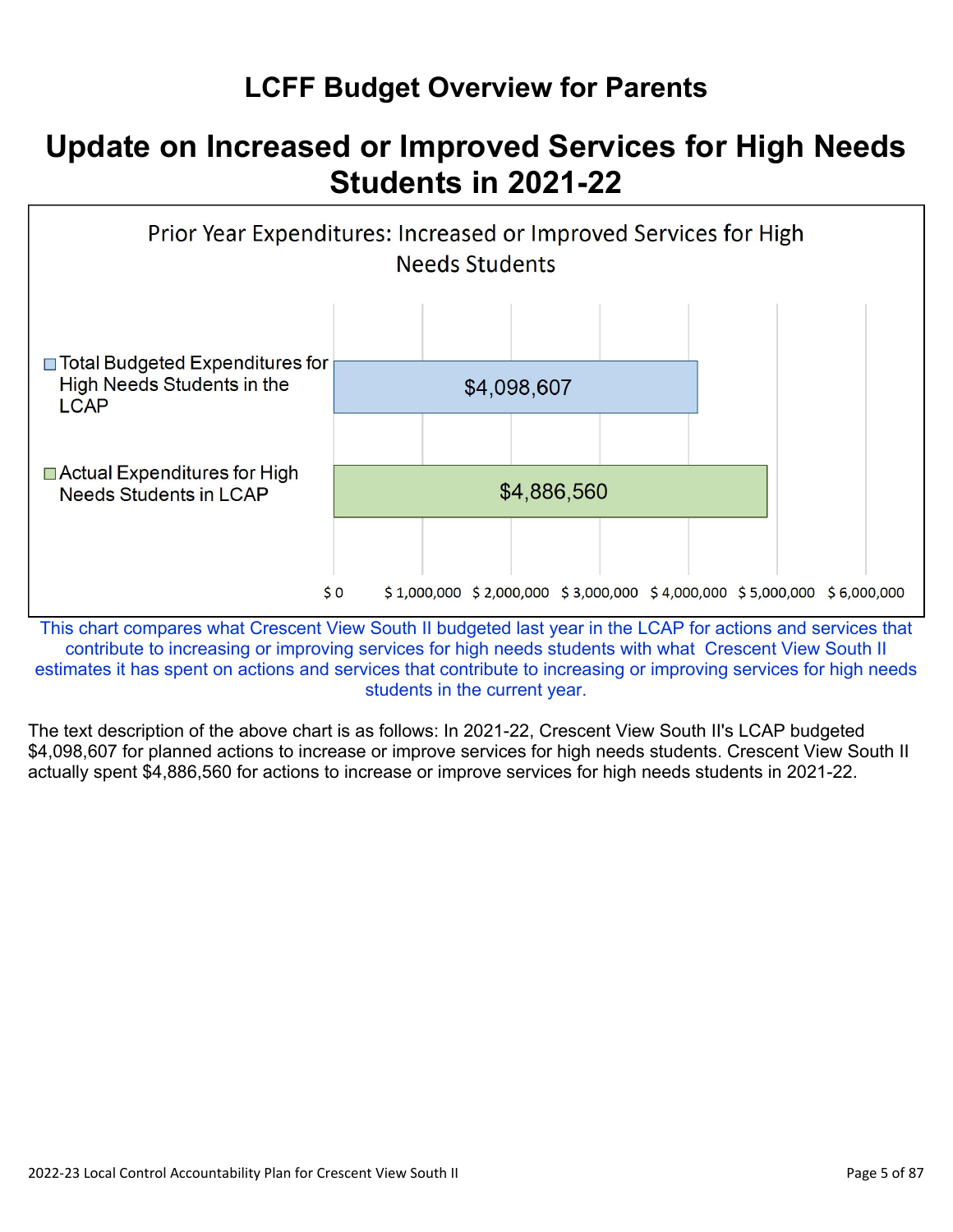# LCFF Budget Overview for Parents

## Update on Increased or Improved Services for High Needs Students in 2021-22

Prior Year Expenditures: Increased or Improved Services for High Needs Students

Total Budgeted Expenditures for High Needs Students in the LCAP

$4,098,607

Actual Expenditures for High Needs Students in LCAP

$4,886,560

$ 0
$ 1,000,000
$ 2,000,000
$ 3,000,000
$ 4,000,000
$ 5,000,000
$ 6,000,000

This chart compares what Crescent View South II budgeted last year in the LCAP for actions and services that contribute to increasing or improving services for high needs students with what Crescent View South II estimates it has spent on actions and services that contribute to increasing or improving services for high needs students in the current year.

The text description of the above chart is as follows: In 2021-22, Crescent View South II's LCAP budgeted $4,098,607 for planned actions to increase or improve services for high needs students. Crescent View South II actually spent $4,886,560 for actions to increase or improve services for high needs students in 2021-22.